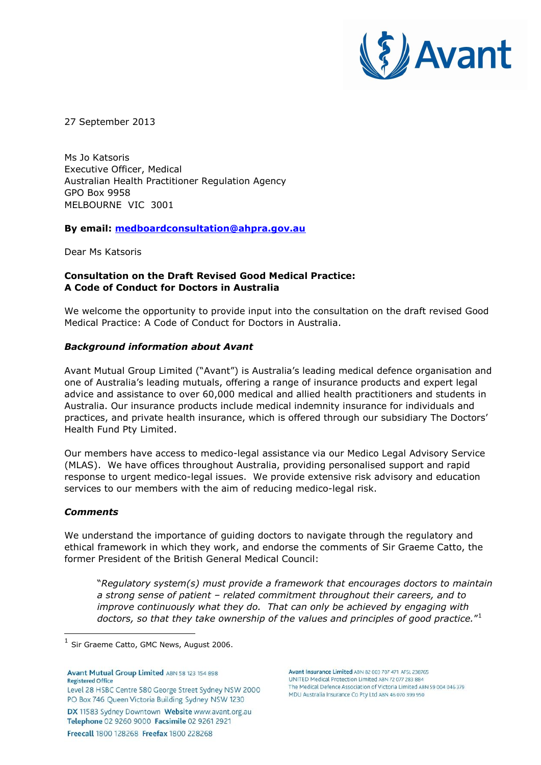27 September 2013

Ms Jo Katsoris
Executive Officer, Medical
Australian Health Practitioner Regulation Agency
GPO Box 9958
MELBOURNE VIC 3001

**By email: medboardconsultation@ahpra.gov.au**

Dear Ms Katsoris

**Consultation on the Draft Revised Good Medical Practice: A Code of Conduct for Doctors in Australia**

We welcome the opportunity to provide input into the consultation on the draft revised Good Medical Practice: A Code of Conduct for Doctors in Australia.

***Background information about Avant***

Avant Mutual Group Limited ("Avant") is Australia's leading medical defence organisation and one of Australia's leading mutuals, offering a range of insurance products and expert legal advice and assistance to over 60,000 medical and allied health practitioners and students in Australia. Our insurance products include medical indemnity insurance for individuals and practices, and private health insurance, which is offered through our subsidiary The Doctors' Health Fund Pty Limited.

Our members have access to medico-legal assistance via our Medico Legal Advisory Service (MLAS). We have offices throughout Australia, providing personalised support and rapid response to urgent medico-legal issues. We provide extensive risk advisory and education services to our members with the aim of reducing medico-legal risk.

***Comments***

We understand the importance of guiding doctors to navigate through the regulatory and ethical framework in which they work, and endorse the comments of Sir Graeme Catto, the former President of the British General Medical Council:

> "*Regulatory system(s) must provide a framework that encourages doctors to maintain a strong sense of patient – related commitment throughout their careers, and to improve continuously what they do. That can only be achieved by engaging with doctors, so that they take ownership of the values and principles of good practice.*"[1]

[1] Sir Graeme Catto, GMC News, August 2006.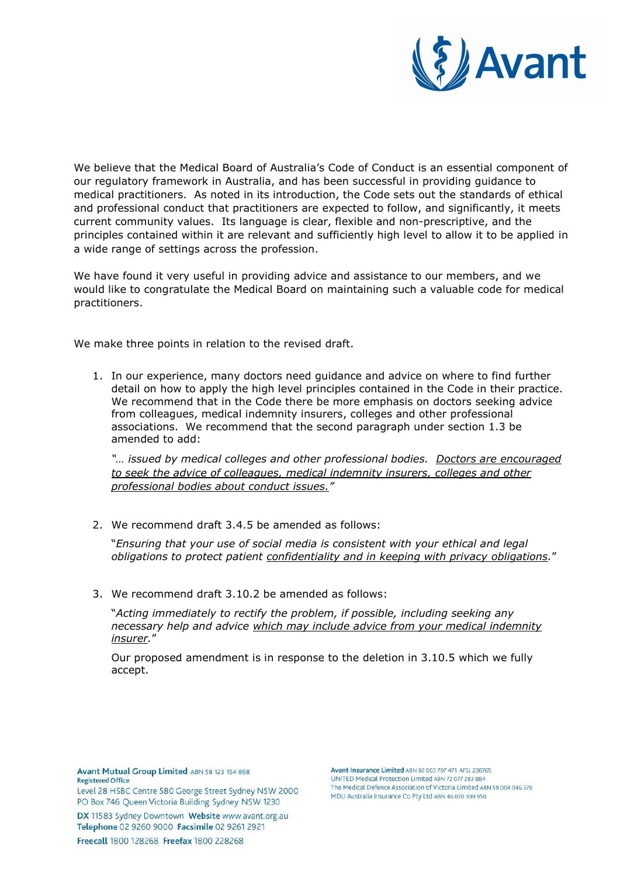We believe that the Medical Board of Australia's Code of Conduct is an essential component of our regulatory framework in Australia, and has been successful in providing guidance to medical practitioners. As noted in its introduction, the Code sets out the standards of ethical and professional conduct that practitioners are expected to follow, and significantly, it meets current community values. Its language is clear, flexible and non-prescriptive, and the principles contained within it are relevant and sufficiently high level to allow it to be applied in a wide range of settings across the profession.

We have found it very useful in providing advice and assistance to our members, and we would like to congratulate the Medical Board on maintaining such a valuable code for medical practitioners.

We make three points in relation to the revised draft.

1. In our experience, many doctors need guidance and advice on where to find further detail on how to apply the high level principles contained in the Code in their practice. We recommend that in the Code there be more emphasis on doctors seeking advice from colleagues, medical indemnity insurers, colleges and other professional associations. We recommend that the second paragraph under section 1.3 be amended to add:

   *"… issued by medical colleges and other professional bodies. <u>Doctors are encouraged to seek the advice of colleagues, medical indemnity insurers, colleges and other professional bodies about conduct issues.</u>"*

2. We recommend draft 3.4.5 be amended as follows:

   "*Ensuring that your use of social media is consistent with your ethical and legal obligations to protect patient <u>confidentiality and in keeping with privacy obligations</u>.*"

3. We recommend draft 3.10.2 be amended as follows:

   "*Acting immediately to rectify the problem, if possible, including seeking any necessary help and advice <u>which may include advice from your medical indemnity insurer</u>.*"

   Our proposed amendment is in response to the deletion in 3.10.5 which we fully accept.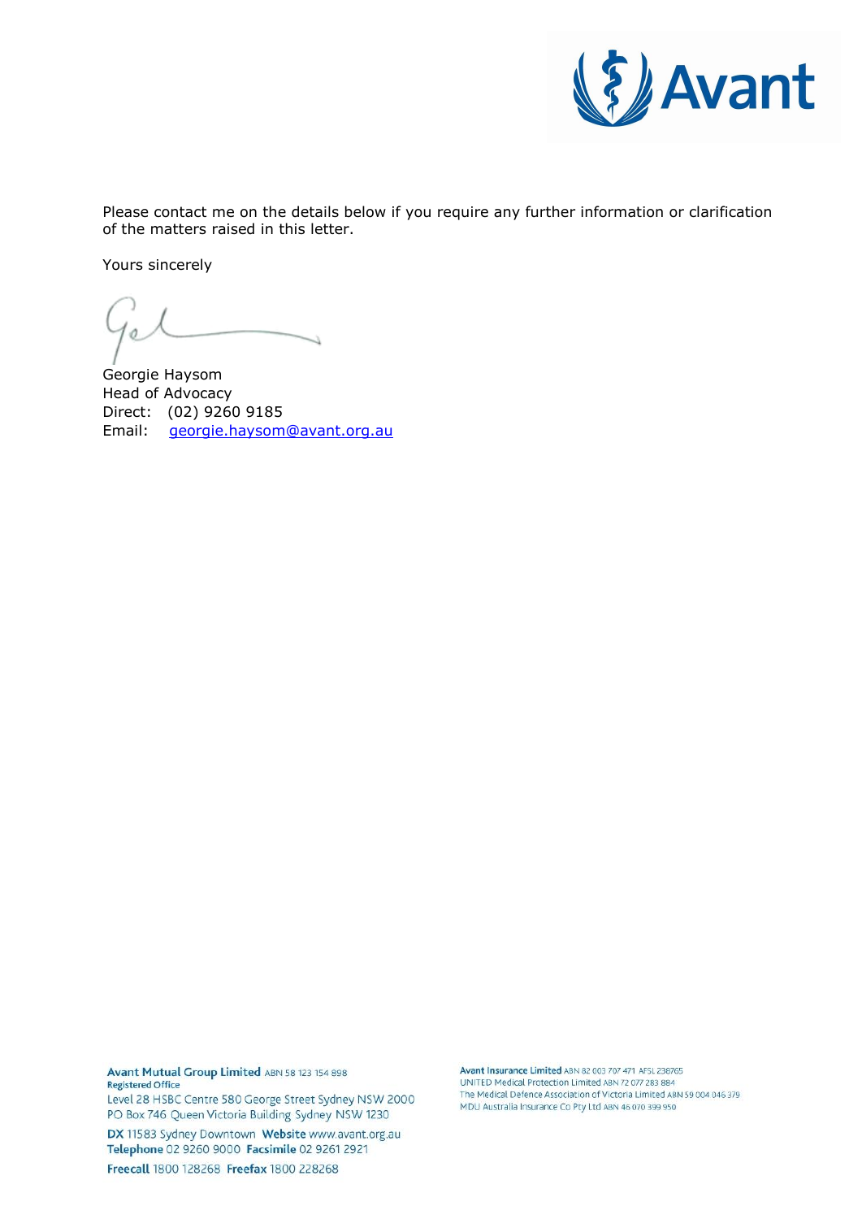Please contact me on the details below if you require any further information or clarification of the matters raised in this letter.

Yours sincerely

Georgie Haysom
Head of Advocacy
Direct: (02) 9260 9185
Email: georgie.haysom@avant.org.au

**Avant Mutual Group Limited** ABN 58 123 154 898
**Registered Office**
Level 28 HSBC Centre 580 George Street Sydney NSW 2000
PO Box 746 Queen Victoria Building Sydney NSW 1230
**DX** 11583 Sydney Downtown **Website** www.avant.org.au
**Telephone** 02 9260 9000 **Facsimile** 02 9261 2921
**Freecall** 1800 128268 **Freefax** 1800 228268

**Avant Insurance Limited** ABN 82 003 707 471 AFSL 238765
UNITED Medical Protection Limited ABN 72 077 283 884
The Medical Defence Association of Victoria Limited ABN 59 004 046 379
MDU Australia Insurance Co Pty Ltd ABN 46 070 399 950